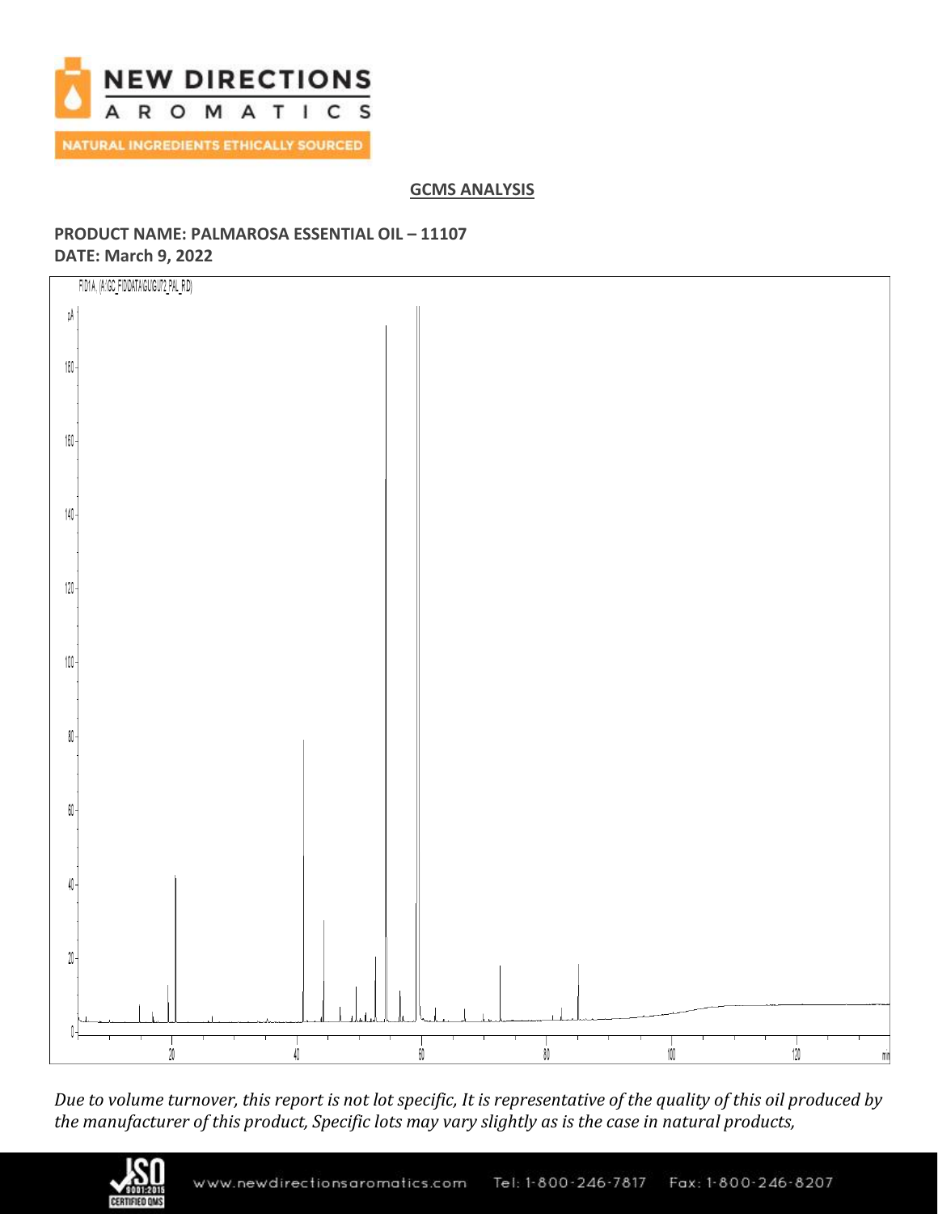**GCMS ANALYSIS**

**PRODUCT NAME: PALMAROSA ESSENTIAL OIL – 11107**
**DATE: March 9, 2022**

*Due to volume turnover, this report is not lot specific, It is representative of the quality of this oil produced by the manufacturer of this product, Specific lots may vary slightly as is the case in natural products,*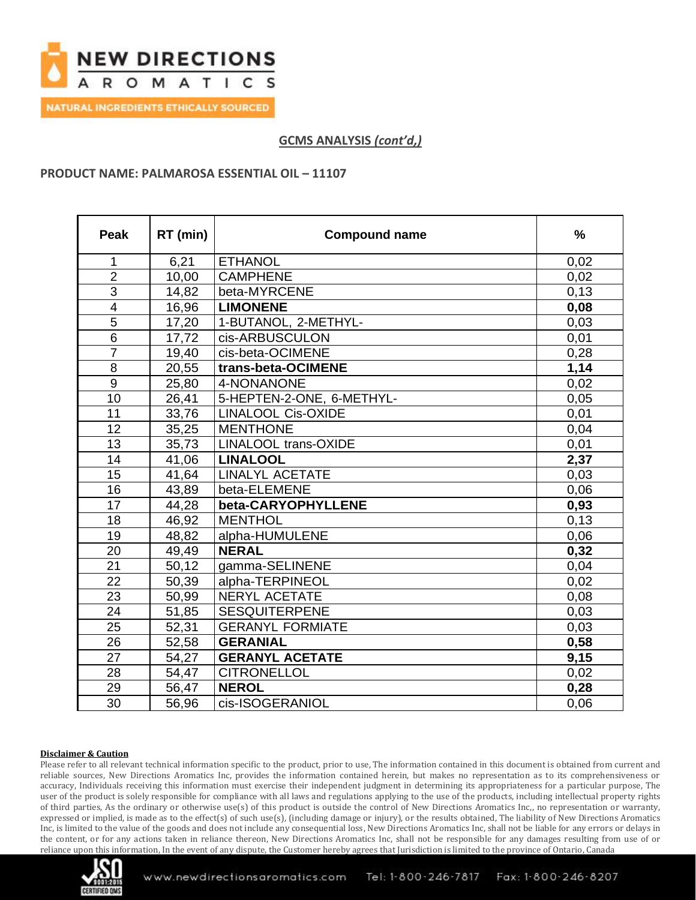## GCMS ANALYSIS *(cont'd,)*

**PRODUCT NAME: PALMAROSA ESSENTIAL OIL – 11107**

| Peak | RT (min) | Compound name | % |
|---|---|---|---|
| 1 | 6,21 | ETHANOL | 0,02 |
| 2 | 10,00 | CAMPHENE | 0,02 |
| 3 | 14,82 | beta-MYRCENE | 0,13 |
| 4 | 16,96 | **LIMONENE** | **0,08** |
| 5 | 17,20 | 1-BUTANOL, 2-METHYL- | 0,03 |
| 6 | 17,72 | cis-ARBUSCULON | 0,01 |
| 7 | 19,40 | cis-beta-OCIMENE | 0,28 |
| 8 | 20,55 | **trans-beta-OCIMENE** | **1,14** |
| 9 | 25,80 | 4-NONANONE | 0,02 |
| 10 | 26,41 | 5-HEPTEN-2-ONE, 6-METHYL- | 0,05 |
| 11 | 33,76 | LINALOOL Cis-OXIDE | 0,01 |
| 12 | 35,25 | MENTHONE | 0,04 |
| 13 | 35,73 | LINALOOL trans-OXIDE | 0,01 |
| 14 | 41,06 | **LINALOOL** | **2,37** |
| 15 | 41,64 | LINALYL ACETATE | 0,03 |
| 16 | 43,89 | beta-ELEMENE | 0,06 |
| 17 | 44,28 | **beta-CARYOPHYLLENE** | **0,93** |
| 18 | 46,92 | MENTHOL | 0,13 |
| 19 | 48,82 | alpha-HUMULENE | 0,06 |
| 20 | 49,49 | **NERAL** | **0,32** |
| 21 | 50,12 | gamma-SELINENE | 0,04 |
| 22 | 50,39 | alpha-TERPINEOL | 0,02 |
| 23 | 50,99 | NERYL ACETATE | 0,08 |
| 24 | 51,85 | SESQUITERPENE | 0,03 |
| 25 | 52,31 | GERANYL FORMIATE | 0,03 |
| 26 | 52,58 | **GERANIAL** | **0,58** |
| 27 | 54,27 | **GERANYL ACETATE** | **9,15** |
| 28 | 54,47 | CITRONELLOL | 0,02 |
| 29 | 56,47 | **NEROL** | **0,28** |
| 30 | 56,96 | cis-ISOGERANIOL | 0,06 |

**Disclaimer & Caution**

Please refer to all relevant technical information specific to the product, prior to use, The information contained in this document is obtained from current and reliable sources, New Directions Aromatics Inc, provides the information contained herein, but makes no representation as to its comprehensiveness or accuracy, Individuals receiving this information must exercise their independent judgment in determining its appropriateness for a particular purpose, The user of the product is solely responsible for compliance with all laws and regulations applying to the use of the products, including intellectual property rights of third parties, As the ordinary or otherwise use(s) of this product is outside the control of New Directions Aromatics Inc,, no representation or warranty, expressed or implied, is made as to the effect(s) of such use(s), (including damage or injury), or the results obtained, The liability of New Directions Aromatics Inc, is limited to the value of the goods and does not include any consequential loss, New Directions Aromatics Inc, shall not be liable for any errors or delays in the content, or for any actions taken in reliance thereon, New Directions Aromatics Inc, shall not be responsible for any damages resulting from use of or reliance upon this information, In the event of any dispute, the Customer hereby agrees that Jurisdiction is limited to the province of Ontario, Canada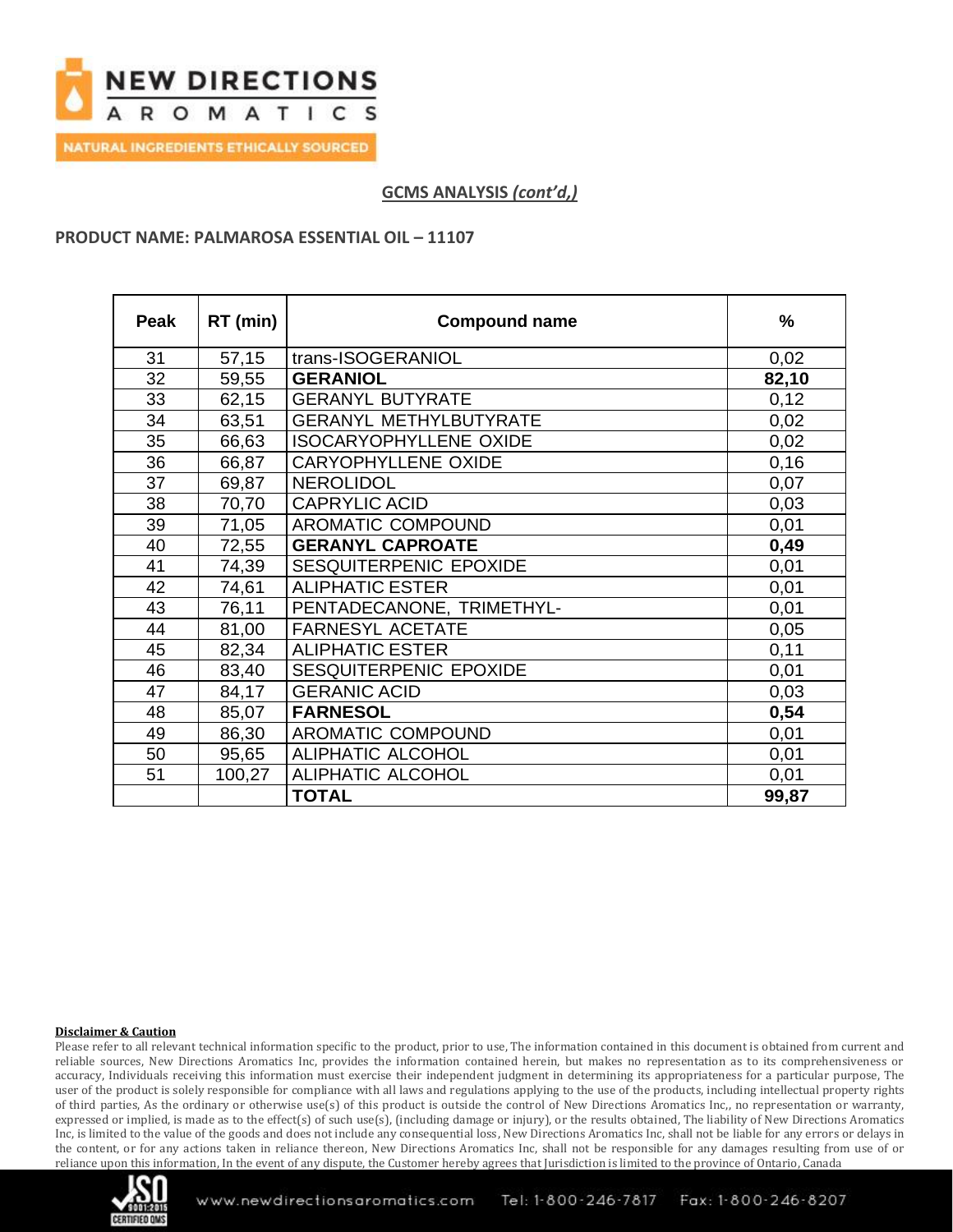## GCMS ANALYSIS *(cont'd,)*

**PRODUCT NAME: PALMAROSA ESSENTIAL OIL – 11107**

| Peak | RT (min) | Compound name | % |
|---|---|---|---|
| 31 | 57,15 | trans-ISOGERANIOL | 0,02 |
| 32 | 59,55 | **GERANIOL** | **82,10** |
| 33 | 62,15 | GERANYL BUTYRATE | 0,12 |
| 34 | 63,51 | GERANYL METHYLBUTYRATE | 0,02 |
| 35 | 66,63 | ISOCARYOPHYLLENE OXIDE | 0,02 |
| 36 | 66,87 | CARYOPHYLLENE OXIDE | 0,16 |
| 37 | 69,87 | NEROLIDOL | 0,07 |
| 38 | 70,70 | CAPRYLIC ACID | 0,03 |
| 39 | 71,05 | AROMATIC COMPOUND | 0,01 |
| 40 | 72,55 | **GERANYL CAPROATE** | **0,49** |
| 41 | 74,39 | SESQUITERPENIC EPOXIDE | 0,01 |
| 42 | 74,61 | ALIPHATIC ESTER | 0,01 |
| 43 | 76,11 | PENTADECANONE, TRIMETHYL- | 0,01 |
| 44 | 81,00 | FARNESYL ACETATE | 0,05 |
| 45 | 82,34 | ALIPHATIC ESTER | 0,11 |
| 46 | 83,40 | SESQUITERPENIC EPOXIDE | 0,01 |
| 47 | 84,17 | GERANIC ACID | 0,03 |
| 48 | 85,07 | **FARNESOL** | **0,54** |
| 49 | 86,30 | AROMATIC COMPOUND | 0,01 |
| 50 | 95,65 | ALIPHATIC ALCOHOL | 0,01 |
| 51 | 100,27 | ALIPHATIC ALCOHOL | 0,01 |
| | | **TOTAL** | **99,87** |

**Disclaimer & Caution**

Please refer to all relevant technical information specific to the product, prior to use, The information contained in this document is obtained from current and reliable sources, New Directions Aromatics Inc, provides the information contained herein, but makes no representation as to its comprehensiveness or accuracy, Individuals receiving this information must exercise their independent judgment in determining its appropriateness for a particular purpose, The user of the product is solely responsible for compliance with all laws and regulations applying to the use of the products, including intellectual property rights of third parties, As the ordinary or otherwise use(s) of this product is outside the control of New Directions Aromatics Inc,, no representation or warranty, expressed or implied, is made as to the effect(s) of such use(s), (including damage or injury), or the results obtained, The liability of New Directions Aromatics Inc, is limited to the value of the goods and does not include any consequential loss, New Directions Aromatics Inc, shall not be liable for any errors or delays in the content, or for any actions taken in reliance thereon, New Directions Aromatics Inc, shall not be responsible for any damages resulting from use of or reliance upon this information, In the event of any dispute, the Customer hereby agrees that Jurisdiction is limited to the province of Ontario, Canada